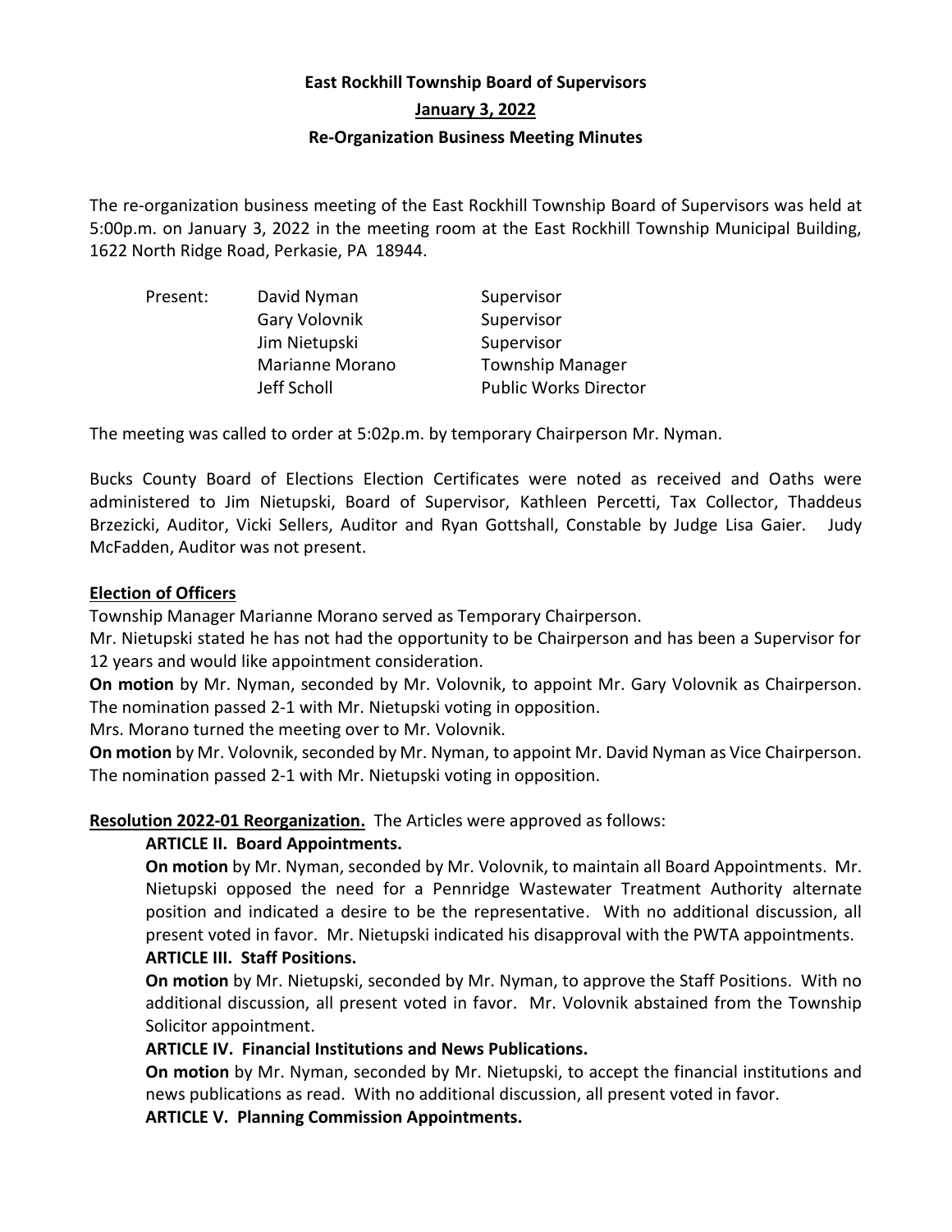# East Rockhill Township Board of Supervisors

## January 3, 2022

## Re-Organization Business Meeting Minutes

The re-organization business meeting of the East Rockhill Township Board of Supervisors was held at 5:00p.m. on January 3, 2022 in the meeting room at the East Rockhill Township Municipal Building, 1622 North Ridge Road, Perkasie, PA 18944.

| Present: | David Nyman | Supervisor |
|---|---|---|
| | Gary Volovnik | Supervisor |
| | Jim Nietupski | Supervisor |
| | Marianne Morano | Township Manager |
| | Jeff Scholl | Public Works Director |

The meeting was called to order at 5:02p.m. by temporary Chairperson Mr. Nyman.

Bucks County Board of Elections Election Certificates were noted as received and Oaths were administered to Jim Nietupski, Board of Supervisor, Kathleen Percetti, Tax Collector, Thaddeus Brzezicki, Auditor, Vicki Sellers, Auditor and Ryan Gottshall, Constable by Judge Lisa Gaier. Judy McFadden, Auditor was not present.

**Election of Officers**

Township Manager Marianne Morano served as Temporary Chairperson.

Mr. Nietupski stated he has not had the opportunity to be Chairperson and has been a Supervisor for 12 years and would like appointment consideration.

**On motion** by Mr. Nyman, seconded by Mr. Volovnik, to appoint Mr. Gary Volovnik as Chairperson. The nomination passed 2-1 with Mr. Nietupski voting in opposition.

Mrs. Morano turned the meeting over to Mr. Volovnik.

**On motion** by Mr. Volovnik, seconded by Mr. Nyman, to appoint Mr. David Nyman as Vice Chairperson. The nomination passed 2-1 with Mr. Nietupski voting in opposition.

**Resolution 2022-01 Reorganization.** The Articles were approved as follows:

**ARTICLE II. Board Appointments.**

**On motion** by Mr. Nyman, seconded by Mr. Volovnik, to maintain all Board Appointments. Mr. Nietupski opposed the need for a Pennridge Wastewater Treatment Authority alternate position and indicated a desire to be the representative. With no additional discussion, all present voted in favor. Mr. Nietupski indicated his disapproval with the PWTA appointments.

**ARTICLE III. Staff Positions.**

**On motion** by Mr. Nietupski, seconded by Mr. Nyman, to approve the Staff Positions. With no additional discussion, all present voted in favor. Mr. Volovnik abstained from the Township Solicitor appointment.

**ARTICLE IV. Financial Institutions and News Publications.**

**On motion** by Mr. Nyman, seconded by Mr. Nietupski, to accept the financial institutions and news publications as read. With no additional discussion, all present voted in favor.

**ARTICLE V. Planning Commission Appointments.**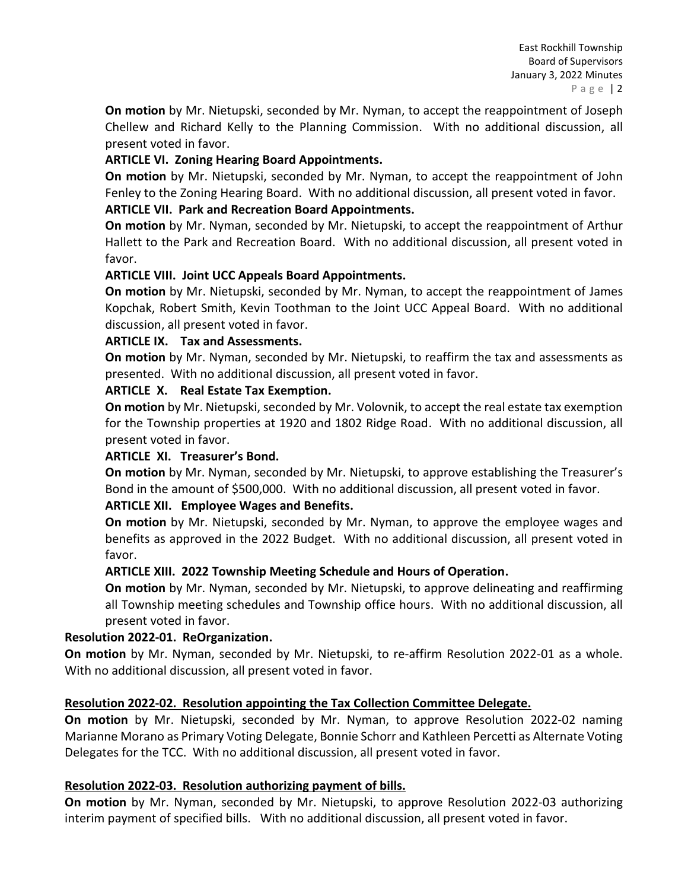**On motion** by Mr. Nietupski, seconded by Mr. Nyman, to accept the reappointment of Joseph Chellew and Richard Kelly to the Planning Commission. With no additional discussion, all present voted in favor.

**ARTICLE VI. Zoning Hearing Board Appointments.**

**On motion** by Mr. Nietupski, seconded by Mr. Nyman, to accept the reappointment of John Fenley to the Zoning Hearing Board. With no additional discussion, all present voted in favor.

**ARTICLE VII. Park and Recreation Board Appointments.**

**On motion** by Mr. Nyman, seconded by Mr. Nietupski, to accept the reappointment of Arthur Hallett to the Park and Recreation Board. With no additional discussion, all present voted in favor.

**ARTICLE VIII. Joint UCC Appeals Board Appointments.**

**On motion** by Mr. Nietupski, seconded by Mr. Nyman, to accept the reappointment of James Kopchak, Robert Smith, Kevin Toothman to the Joint UCC Appeal Board. With no additional discussion, all present voted in favor.

**ARTICLE IX. Tax and Assessments.**

**On motion** by Mr. Nyman, seconded by Mr. Nietupski, to reaffirm the tax and assessments as presented. With no additional discussion, all present voted in favor.

**ARTICLE X. Real Estate Tax Exemption.**

**On motion** by Mr. Nietupski, seconded by Mr. Volovnik, to accept the real estate tax exemption for the Township properties at 1920 and 1802 Ridge Road. With no additional discussion, all present voted in favor.

**ARTICLE XI. Treasurer's Bond.**

**On motion** by Mr. Nyman, seconded by Mr. Nietupski, to approve establishing the Treasurer's Bond in the amount of $500,000. With no additional discussion, all present voted in favor.

**ARTICLE XII. Employee Wages and Benefits.**

**On motion** by Mr. Nietupski, seconded by Mr. Nyman, to approve the employee wages and benefits as approved in the 2022 Budget. With no additional discussion, all present voted in favor.

**ARTICLE XIII. 2022 Township Meeting Schedule and Hours of Operation.**

**On motion** by Mr. Nyman, seconded by Mr. Nietupski, to approve delineating and reaffirming all Township meeting schedules and Township office hours. With no additional discussion, all present voted in favor.

**Resolution 2022-01. ReOrganization.**

**On motion** by Mr. Nyman, seconded by Mr. Nietupski, to re-affirm Resolution 2022-01 as a whole. With no additional discussion, all present voted in favor.

**Resolution 2022-02. Resolution appointing the Tax Collection Committee Delegate.**

**On motion** by Mr. Nietupski, seconded by Mr. Nyman, to approve Resolution 2022-02 naming Marianne Morano as Primary Voting Delegate, Bonnie Schorr and Kathleen Percetti as Alternate Voting Delegates for the TCC. With no additional discussion, all present voted in favor.

**Resolution 2022-03. Resolution authorizing payment of bills.**

**On motion** by Mr. Nyman, seconded by Mr. Nietupski, to approve Resolution 2022-03 authorizing interim payment of specified bills. With no additional discussion, all present voted in favor.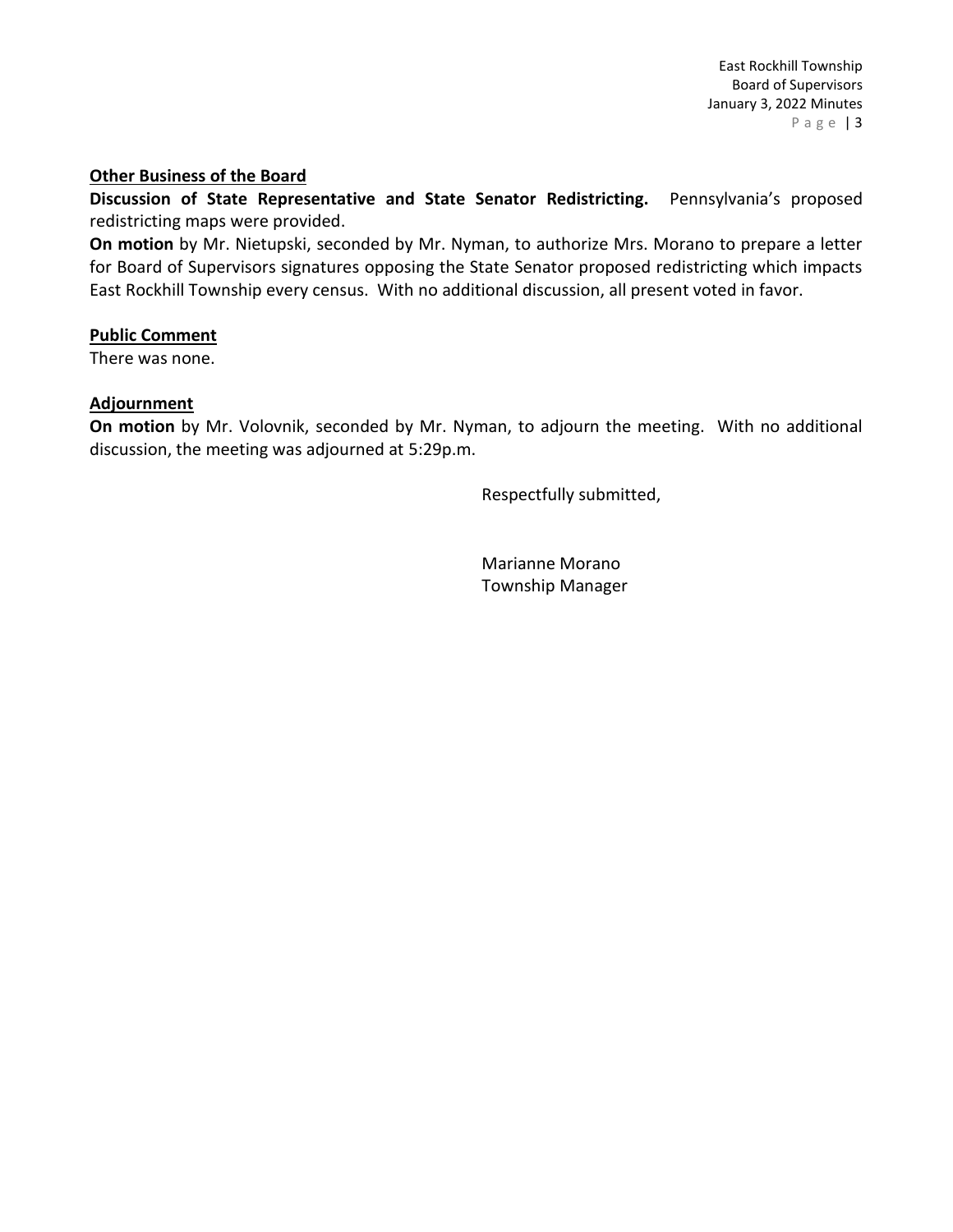**Other Business of the Board**

**Discussion of State Representative and State Senator Redistricting.** Pennsylvania's proposed redistricting maps were provided.

**On motion** by Mr. Nietupski, seconded by Mr. Nyman, to authorize Mrs. Morano to prepare a letter for Board of Supervisors signatures opposing the State Senator proposed redistricting which impacts East Rockhill Township every census. With no additional discussion, all present voted in favor.

**Public Comment**

There was none.

**Adjournment**

**On motion** by Mr. Volovnik, seconded by Mr. Nyman, to adjourn the meeting. With no additional discussion, the meeting was adjourned at 5:29p.m.

Respectfully submitted,

Marianne Morano
Township Manager